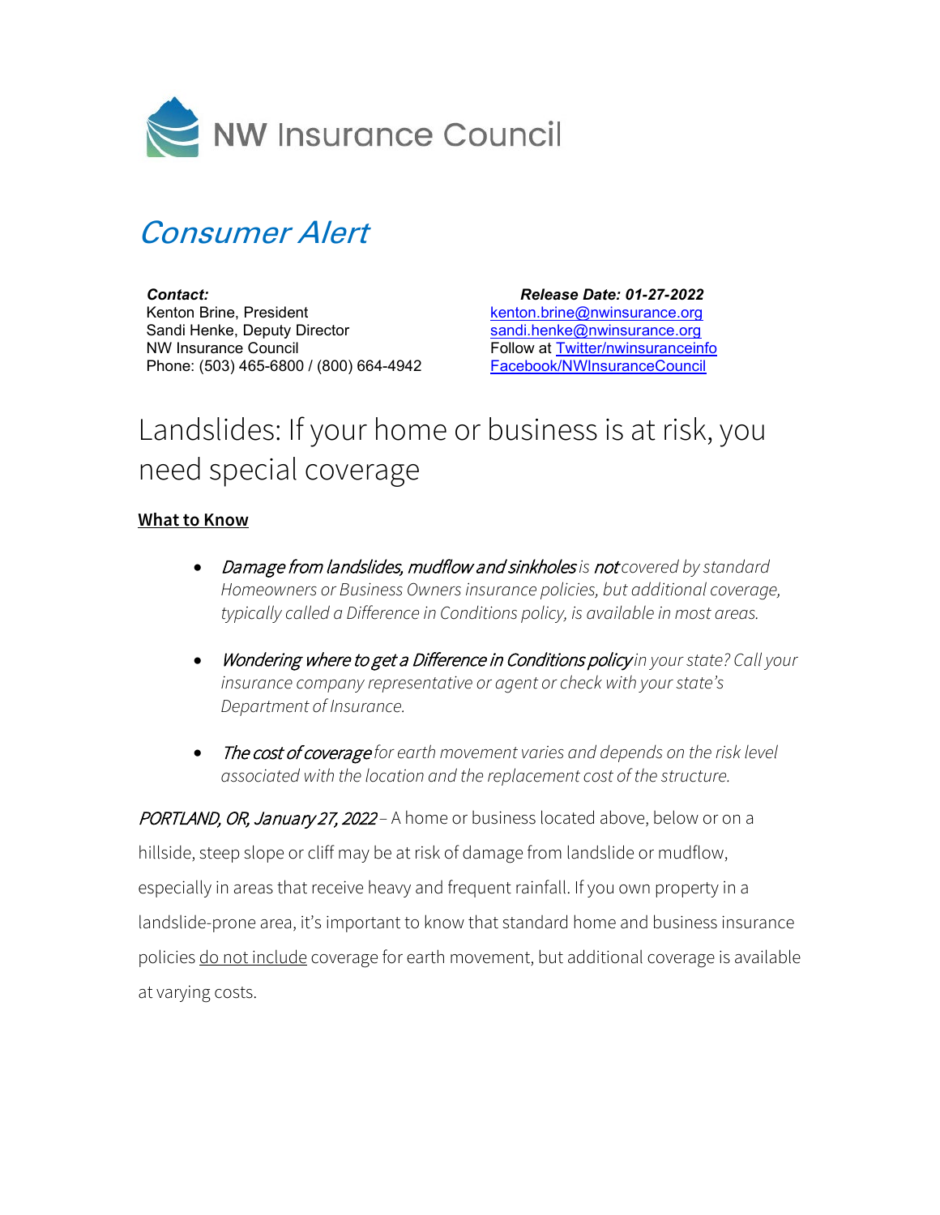NW Insurance Council

# *Consumer Alert*

***Contact:***
Kenton Brine, President
Sandi Henke, Deputy Director
NW Insurance Council
Phone: (503) 465-6800 / (800) 664-4942

***Release Date: 01-27-2022***
kenton.brine@nwinsurance.org
sandi.henke@nwinsurance.org
Follow at Twitter/nwinsuranceinfo
Facebook/NWInsuranceCouncil

# Landslides: If your home or business is at risk, you need special coverage

**What to Know**

- *Damage from landslides, mudflow and sinkholes is **not** covered by standard Homeowners or Business Owners insurance policies, but additional coverage, typically called a Difference in Conditions policy, is available in most areas.*
- *Wondering where to get a Difference in Conditions policy in your state? Call your insurance company representative or agent or check with your state's Department of Insurance.*
- *The cost of coverage for earth movement varies and depends on the risk level associated with the location and the replacement cost of the structure.*

*PORTLAND, OR, January 27, 2022* – A home or business located above, below or on a hillside, steep slope or cliff may be at risk of damage from landslide or mudflow, especially in areas that receive heavy and frequent rainfall. If you own property in a landslide-prone area, it's important to know that standard home and business insurance policies do not include coverage for earth movement, but additional coverage is available at varying costs.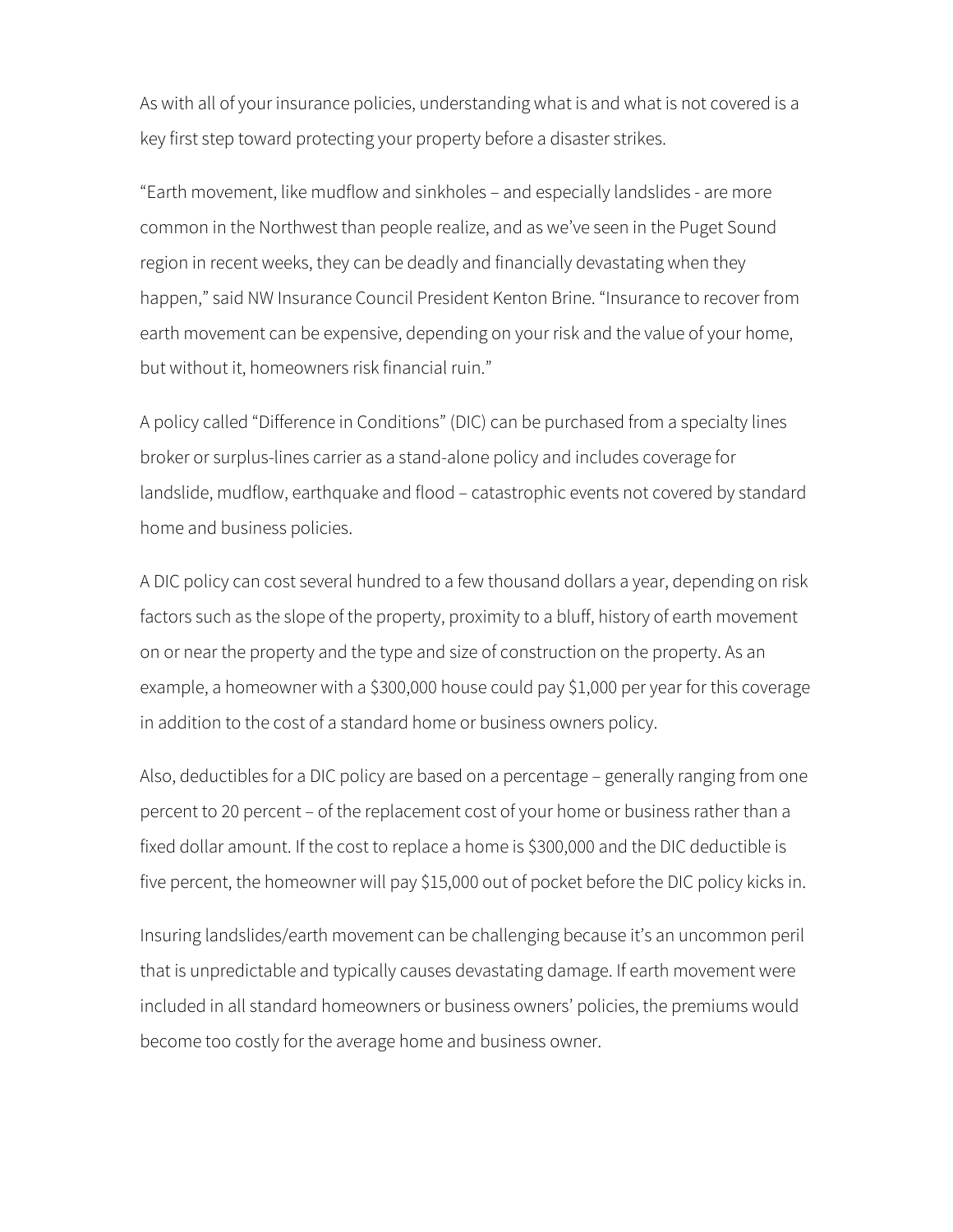As with all of your insurance policies, understanding what is and what is not covered is a key first step toward protecting your property before a disaster strikes.

“Earth movement, like mudflow and sinkholes – and especially landslides - are more common in the Northwest than people realize, and as we’ve seen in the Puget Sound region in recent weeks, they can be deadly and financially devastating when they happen,” said NW Insurance Council President Kenton Brine. “Insurance to recover from earth movement can be expensive, depending on your risk and the value of your home, but without it, homeowners risk financial ruin.”

A policy called “Difference in Conditions” (DIC) can be purchased from a specialty lines broker or surplus-lines carrier as a stand-alone policy and includes coverage for landslide, mudflow, earthquake and flood – catastrophic events not covered by standard home and business policies.

A DIC policy can cost several hundred to a few thousand dollars a year, depending on risk factors such as the slope of the property, proximity to a bluff, history of earth movement on or near the property and the type and size of construction on the property. As an example, a homeowner with a $300,000 house could pay $1,000 per year for this coverage in addition to the cost of a standard home or business owners policy.

Also, deductibles for a DIC policy are based on a percentage – generally ranging from one percent to 20 percent – of the replacement cost of your home or business rather than a fixed dollar amount. If the cost to replace a home is $300,000 and the DIC deductible is five percent, the homeowner will pay $15,000 out of pocket before the DIC policy kicks in.

Insuring landslides/earth movement can be challenging because it’s an uncommon peril that is unpredictable and typically causes devastating damage. If earth movement were included in all standard homeowners or business owners’ policies, the premiums would become too costly for the average home and business owner.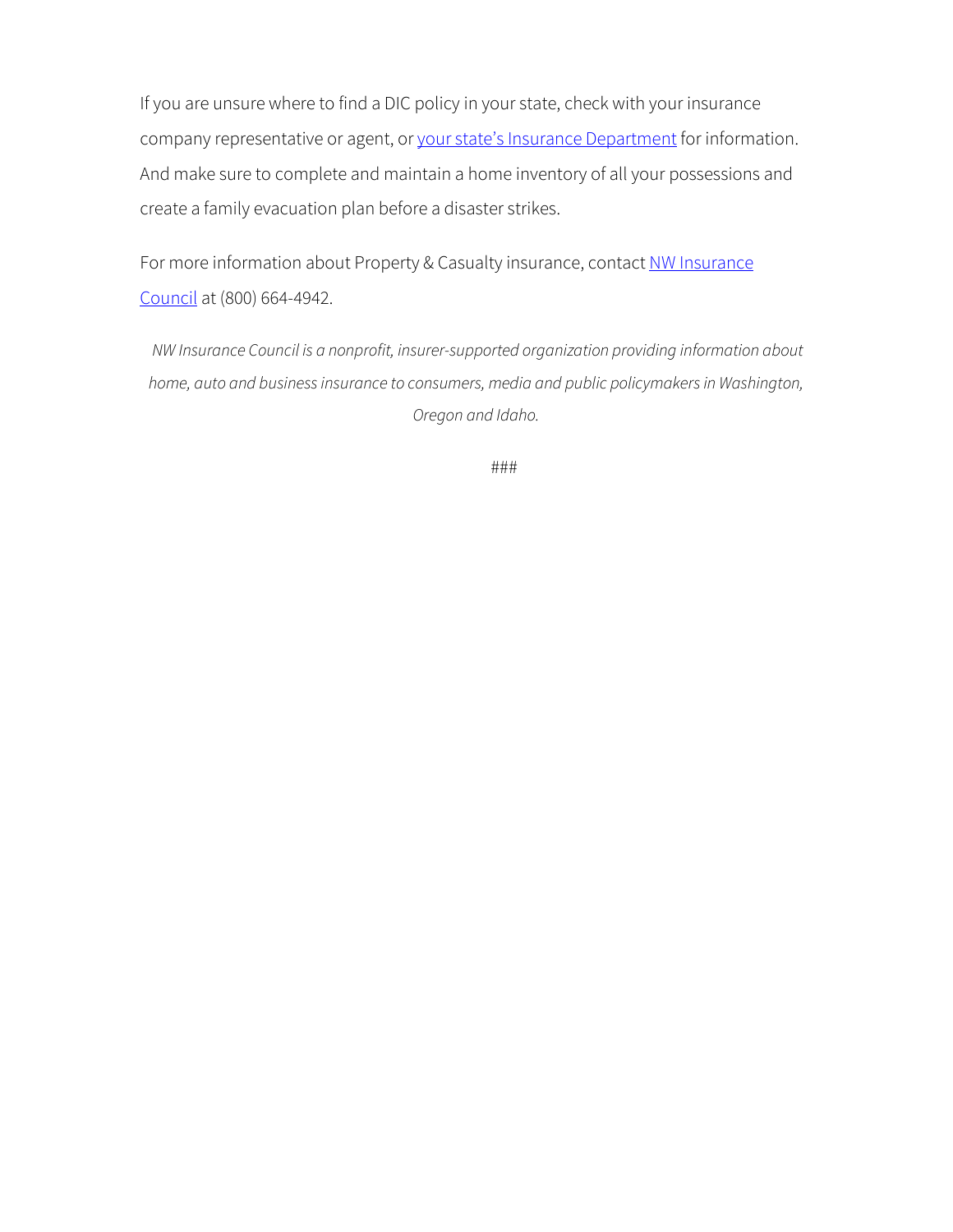If you are unsure where to find a DIC policy in your state, check with your insurance company representative or agent, or your state's Insurance Department for information. And make sure to complete and maintain a home inventory of all your possessions and create a family evacuation plan before a disaster strikes.

For more information about Property & Casualty insurance, contact NW Insurance Council at (800) 664-4942.

*NW Insurance Council is a nonprofit, insurer-supported organization providing information about home, auto and business insurance to consumers, media and public policymakers in Washington, Oregon and Idaho.*

###